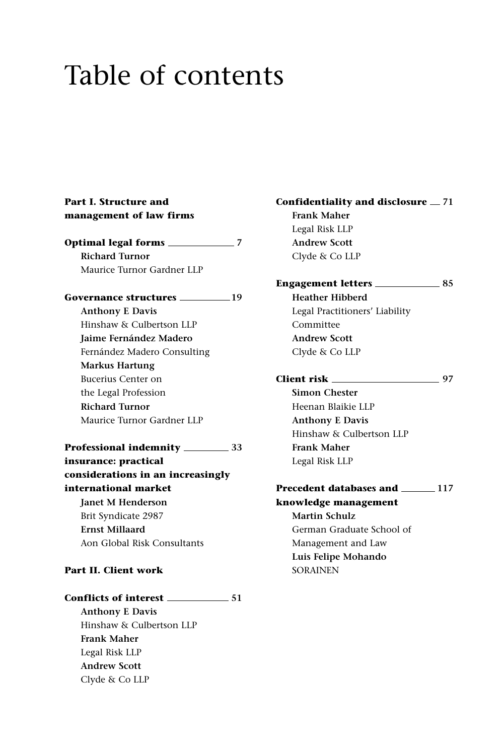# Table of contents

**Part I. Structure and management of law firms**

**Optimal legal forms** — **7**
**Richard Turnor**
Maurice Turnor Gardner LLP

**Governance structures** — **19**
**Anthony E Davis**
Hinshaw & Culbertson LLP
**Jaime Fernández Madero**
Fernández Madero Consulting
**Markus Hartung**
Bucerius Center on the Legal Profession
**Richard Turnor**
Maurice Turnor Gardner LLP

**Professional indemnity insurance: practical considerations in an increasingly international market** — **33**
**Janet M Henderson**
Brit Syndicate 2987
**Ernst Millaard**
Aon Global Risk Consultants

**Part II. Client work**

**Conflicts of interest** — **51**
**Anthony E Davis**
Hinshaw & Culbertson LLP
**Frank Maher**
Legal Risk LLP
**Andrew Scott**
Clyde & Co LLP

**Confidentiality and disclosure** — **71**
**Frank Maher**
Legal Risk LLP
**Andrew Scott**
Clyde & Co LLP

**Engagement letters** — **85**
**Heather Hibberd**
Legal Practitioners' Liability Committee
**Andrew Scott**
Clyde & Co LLP

**Client risk** — **97**
**Simon Chester**
Heenan Blaikie LLP
**Anthony E Davis**
Hinshaw & Culbertson LLP
**Frank Maher**
Legal Risk LLP

**Precedent databases and knowledge management** — **117**
**Martin Schulz**
German Graduate School of Management and Law
**Luis Felipe Mohando**
SORAINEN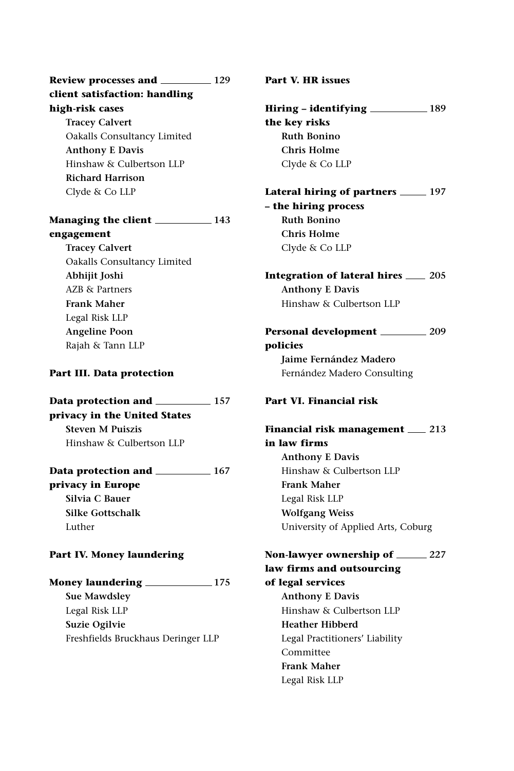**Review processes and client satisfaction: handling high-risk cases** — 129
**Tracey Calvert**
Oakalls Consultancy Limited
**Anthony E Davis**
Hinshaw & Culbertson LLP
**Richard Harrison**
Clyde & Co LLP

**Managing the client engagement** — 143
**Tracey Calvert**
Oakalls Consultancy Limited
**Abhijit Joshi**
AZB & Partners
**Frank Maher**
Legal Risk LLP
**Angeline Poon**
Rajah & Tann LLP

## Part III. Data protection

**Data protection and privacy in the United States** — 157
**Steven M Puiszis**
Hinshaw & Culbertson LLP

**Data protection and privacy in Europe** — 167
**Silvia C Bauer**
**Silke Gottschalk**
Luther

## Part IV. Money laundering

**Money laundering** — 175
**Sue Mawdsley**
Legal Risk LLP
**Suzie Ogilvie**
Freshfields Bruckhaus Deringer LLP

## Part V. HR issues

**Hiring – identifying the key risks** — 189
**Ruth Bonino**
**Chris Holme**
Clyde & Co LLP

**Lateral hiring of partners – the hiring process** — 197
**Ruth Bonino**
**Chris Holme**
Clyde & Co LLP

**Integration of lateral hires** — 205
**Anthony E Davis**
Hinshaw & Culbertson LLP

**Personal development policies** — 209
**Jaime Fernández Madero**
Fernández Madero Consulting

## Part VI. Financial risk

**Financial risk management in law firms** — 213
**Anthony E Davis**
Hinshaw & Culbertson LLP
**Frank Maher**
Legal Risk LLP
**Wolfgang Weiss**
University of Applied Arts, Coburg

**Non-lawyer ownership of law firms and outsourcing of legal services** — 227
**Anthony E Davis**
Hinshaw & Culbertson LLP
**Heather Hibberd**
Legal Practitioners' Liability Committee
**Frank Maher**
Legal Risk LLP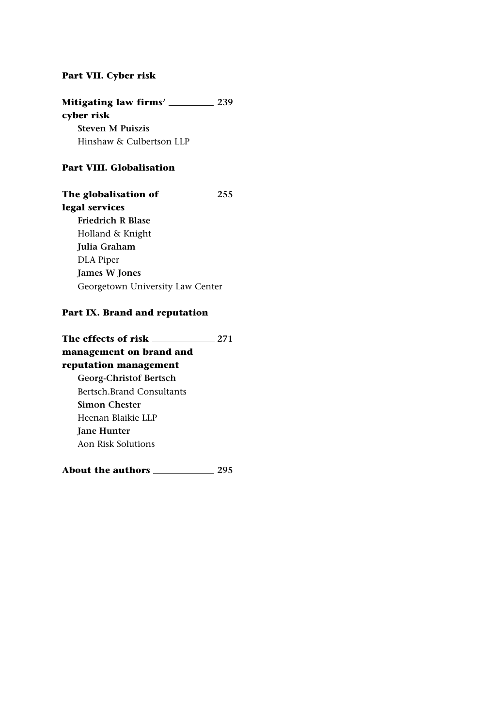**Part VII. Cyber risk**

**Mitigating law firms' cyber risk** 239
**Steven M Puiszis**
Hinshaw & Culbertson LLP

**Part VIII. Globalisation**

**The globalisation of legal services** 255
**Friedrich R Blase**
Holland & Knight
**Julia Graham**
DLA Piper
**James W Jones**
Georgetown University Law Center

**Part IX. Brand and reputation**

**The effects of risk management on brand and reputation management** 271
**Georg-Christof Bertsch**
Bertsch.Brand Consultants
**Simon Chester**
Heenan Blaikie LLP
**Jane Hunter**
Aon Risk Solutions

**About the authors** 295